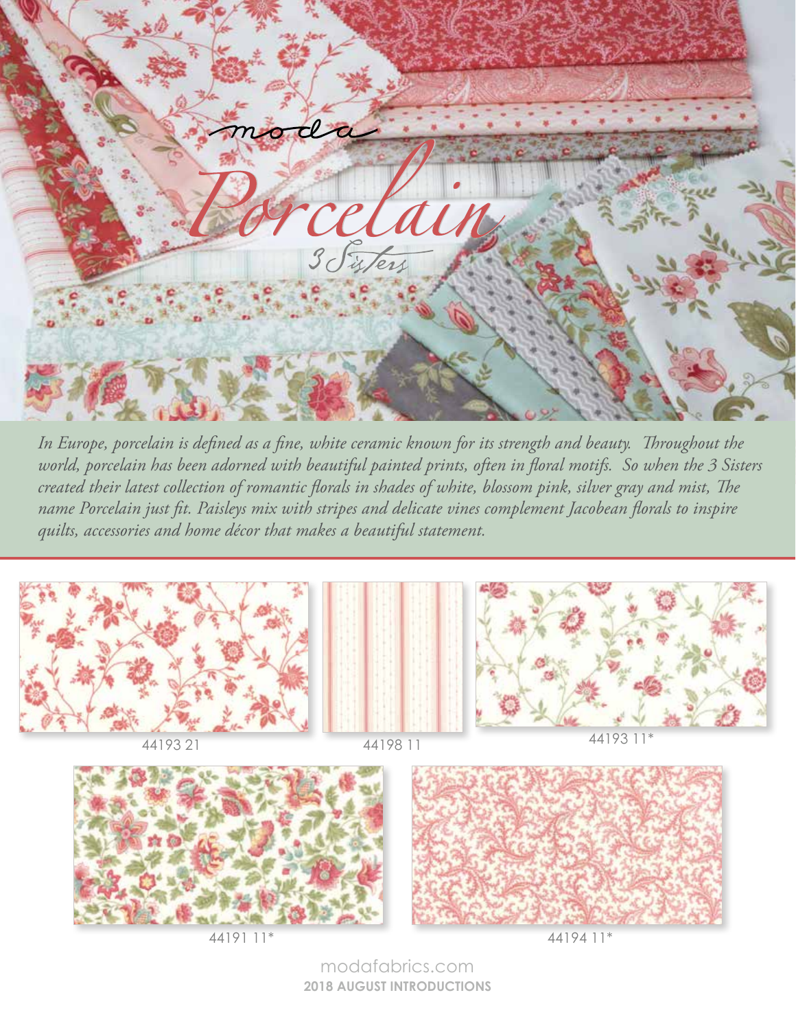moda

# Porcelain

3 Sisters

*In Europe, porcelain is defined as a fine, white ceramic known for its strength and beauty. Throughout the world, porcelain has been adorned with beautiful painted prints, often in floral motifs. So when the 3 Sisters created their latest collection of romantic florals in shades of white, blossom pink, silver gray and mist, The name Porcelain just fit. Paisleys mix with stripes and delicate vines complement Jacobean florals to inspire quilts, accessories and home décor that makes a beautiful statement.*

44193 21

44198 11

44193 11*

44191 11*

44194 11*

modafabrics.com

**2018 AUGUST INTRODUCTIONS**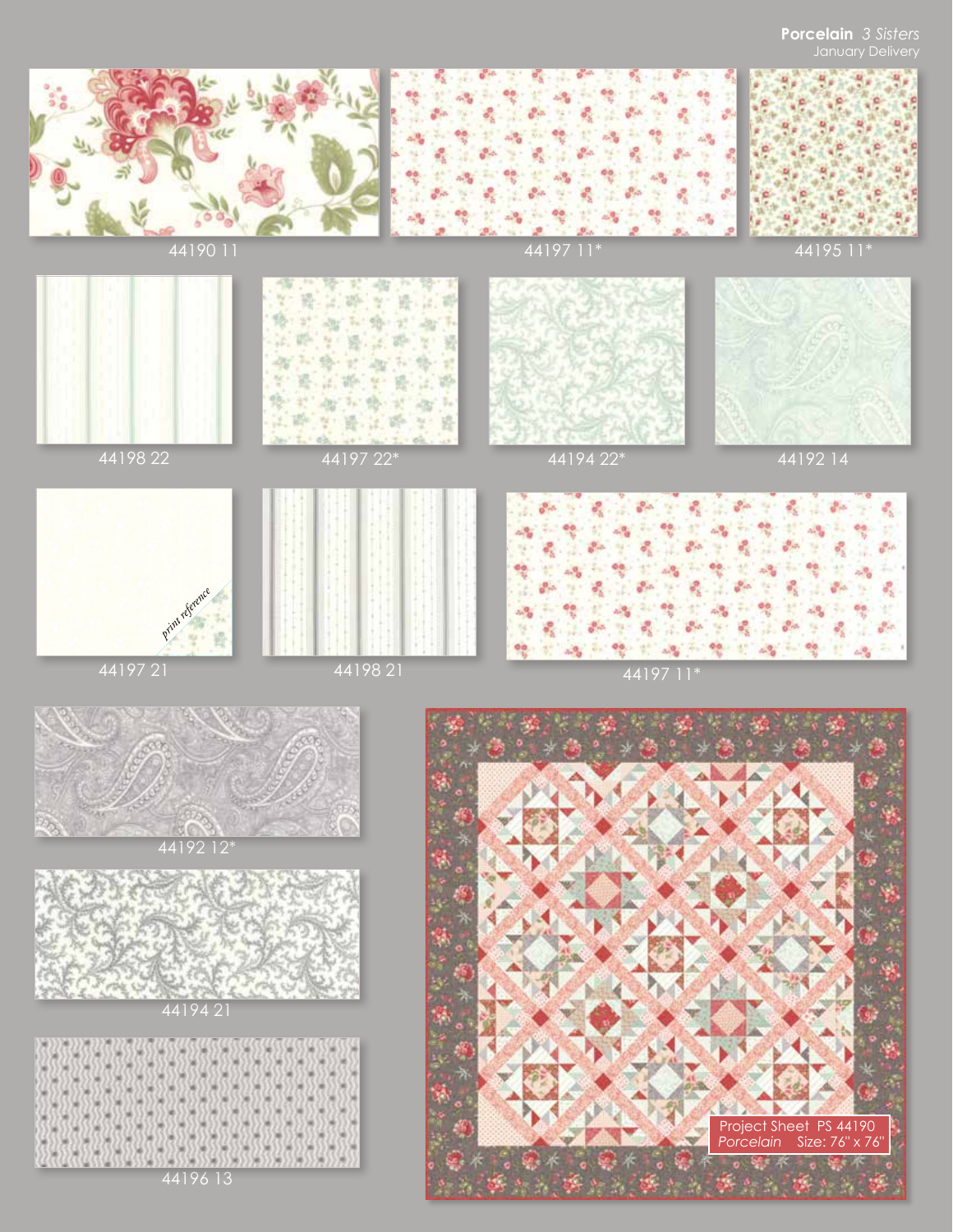**Porcelain** *3 Sisters*
January Delivery

44190 11

44197 11*

44195 11*

44198 22

44197 22*

44194 22*

44192 14

44197 21

*print reference*

44198 21

44197 11*

44192 12*

44194 21

44196 13

Project Sheet PS 44190
*Porcelain* Size: 76" x 76"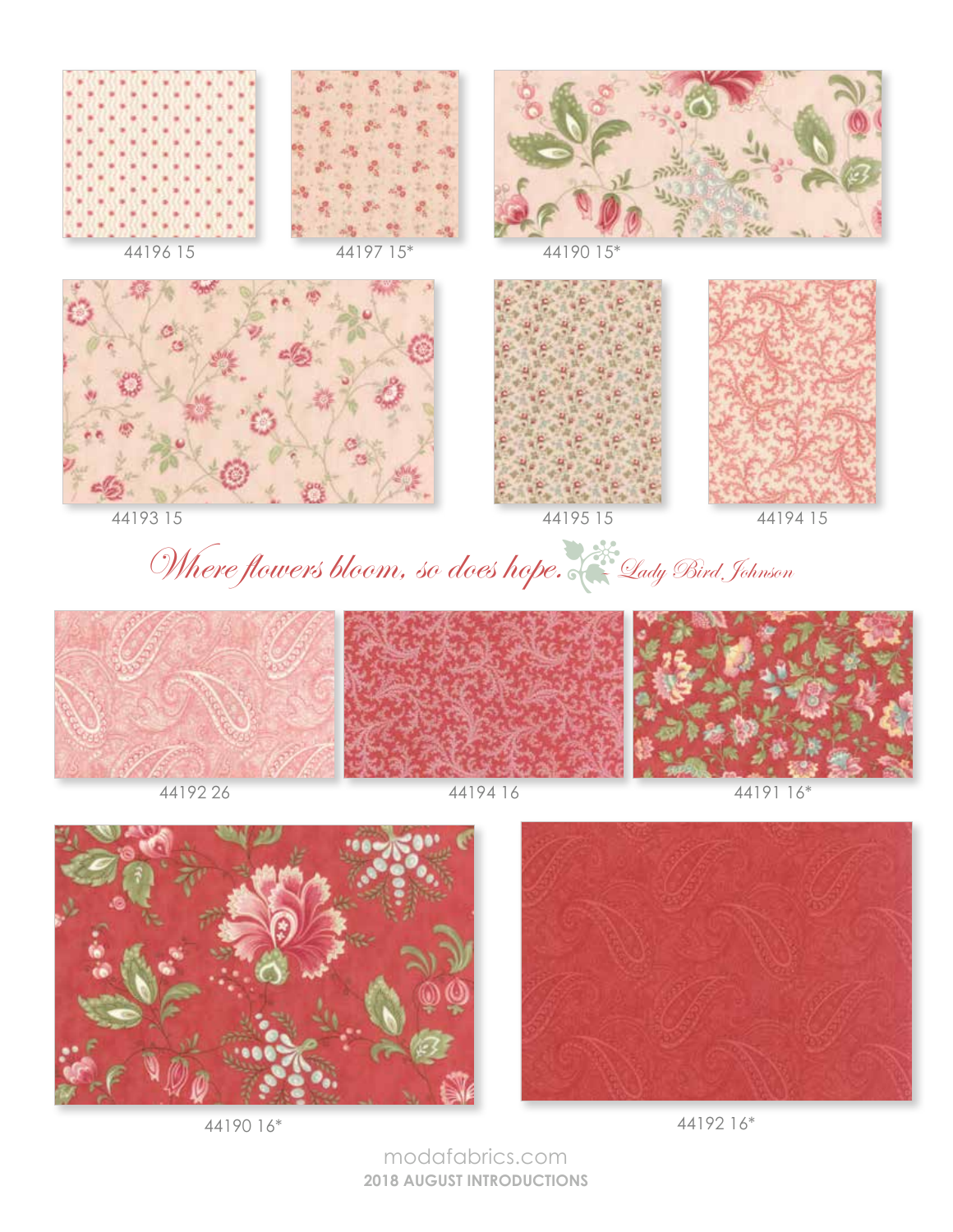44196 15

44197 15*

44190 15*

44193 15

44195 15

44194 15

*Where flowers bloom, so does hope.* — Lady Bird Johnson

44192 26

44194 16

44191 16*

44190 16*

44192 16*

modafabrics.com

**2018 AUGUST INTRODUCTIONS**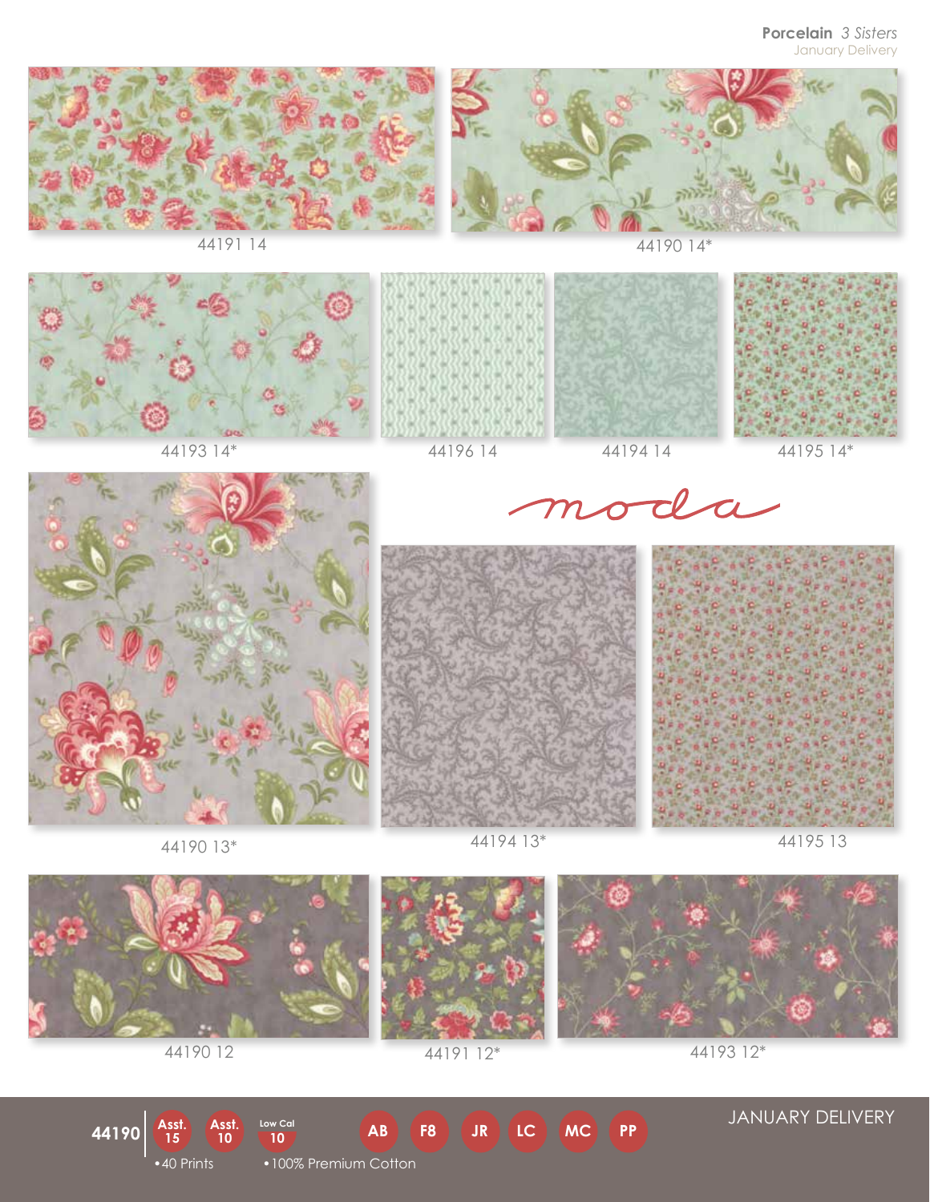**Porcelain** *3 Sisters*
January Delivery

44191 14

44190 14*

44193 14*

44196 14

44194 14

44195 14*

moda

44190 13*

44194 13*

44195 13

44190 12

44191 12*

44193 12*

44190 Asst. 15 Asst. 10 Low Cal 10 AB F8 JR LC MC PP

JANUARY DELIVERY

- 40 Prints
- 100% Premium Cotton